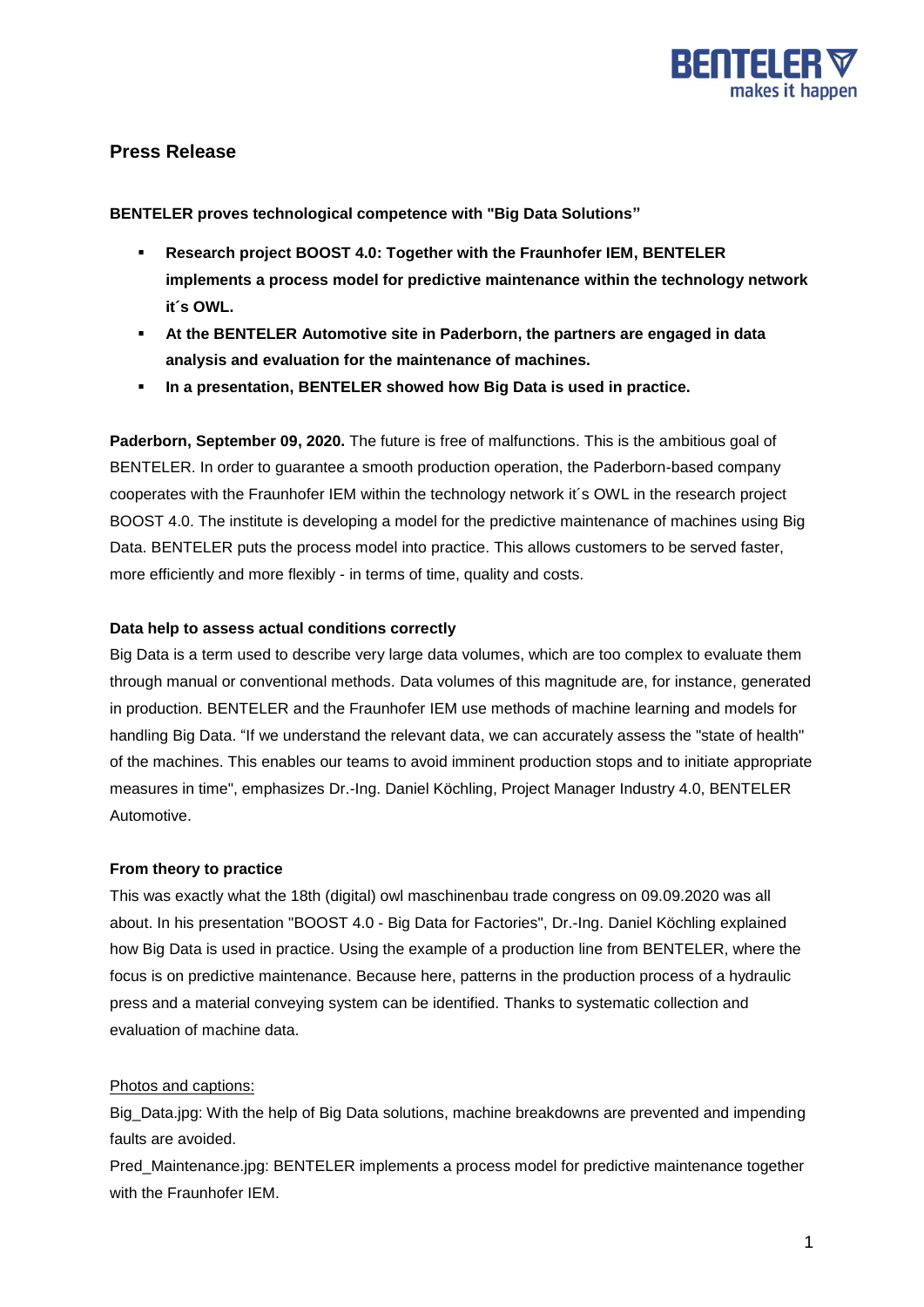## Press Release

**BENTELER proves technological competence with "Big Data Solutions"**

- **Research project BOOST 4.0: Together with the Fraunhofer IEM, BENTELER implements a process model for predictive maintenance within the technology network it´s OWL.**
- **At the BENTELER Automotive site in Paderborn, the partners are engaged in data analysis and evaluation for the maintenance of machines.**
- **In a presentation, BENTELER showed how Big Data is used in practice.**

**Paderborn, September 09, 2020.** The future is free of malfunctions. This is the ambitious goal of BENTELER. In order to guarantee a smooth production operation, the Paderborn-based company cooperates with the Fraunhofer IEM within the technology network it´s OWL in the research project BOOST 4.0. The institute is developing a model for the predictive maintenance of machines using Big Data. BENTELER puts the process model into practice. This allows customers to be served faster, more efficiently and more flexibly - in terms of time, quality and costs.

**Data help to assess actual conditions correctly**

Big Data is a term used to describe very large data volumes, which are too complex to evaluate them through manual or conventional methods. Data volumes of this magnitude are, for instance, generated in production. BENTELER and the Fraunhofer IEM use methods of machine learning and models for handling Big Data. "If we understand the relevant data, we can accurately assess the "state of health" of the machines. This enables our teams to avoid imminent production stops and to initiate appropriate measures in time", emphasizes Dr.-Ing. Daniel Köchling, Project Manager Industry 4.0, BENTELER Automotive.

**From theory to practice**

This was exactly what the 18th (digital) owl maschinenbau trade congress on 09.09.2020 was all about. In his presentation "BOOST 4.0 - Big Data for Factories", Dr.-Ing. Daniel Köchling explained how Big Data is used in practice. Using the example of a production line from BENTELER, where the focus is on predictive maintenance. Because here, patterns in the production process of a hydraulic press and a material conveying system can be identified. Thanks to systematic collection and evaluation of machine data.

<u>Photos and captions:</u>

Big_Data.jpg: With the help of Big Data solutions, machine breakdowns are prevented and impending faults are avoided.

Pred_Maintenance.jpg: BENTELER implements a process model for predictive maintenance together with the Fraunhofer IEM.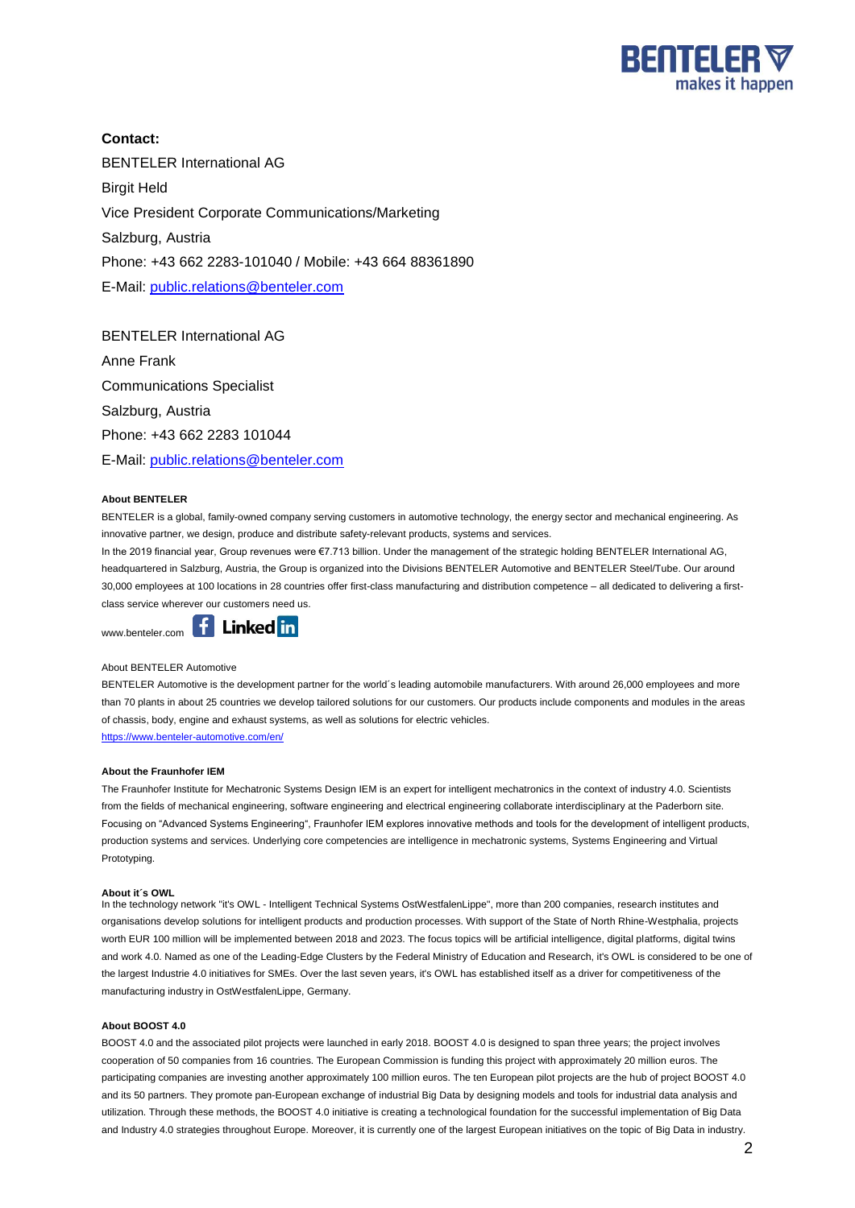**Contact:**

BENTELER International AG

Birgit Held

Vice President Corporate Communications/Marketing

Salzburg, Austria

Phone: +43 662 2283-101040 / Mobile: +43 664 88361890

E-Mail: public.relations@benteler.com

BENTELER International AG

Anne Frank

Communications Specialist

Salzburg, Austria

Phone: +43 662 2283 101044

E-Mail: public.relations@benteler.com

**About BENTELER**

BENTELER is a global, family-owned company serving customers in automotive technology, the energy sector and mechanical engineering. As innovative partner, we design, produce and distribute safety-relevant products, systems and services.
In the 2019 financial year, Group revenues were €7.713 billion. Under the management of the strategic holding BENTELER International AG, headquartered in Salzburg, Austria, the Group is organized into the Divisions BENTELER Automotive and BENTELER Steel/Tube. Our around 30,000 employees at 100 locations in 28 countries offer first-class manufacturing and distribution competence – all dedicated to delivering a first-class service wherever our customers need us.

www.benteler.com

About BENTELER Automotive

BENTELER Automotive is the development partner for the world´s leading automobile manufacturers. With around 26,000 employees and more than 70 plants in about 25 countries we develop tailored solutions for our customers. Our products include components and modules in the areas of chassis, body, engine and exhaust systems, as well as solutions for electric vehicles.
https://www.benteler-automotive.com/en/

**About the Fraunhofer IEM**

The Fraunhofer Institute for Mechatronic Systems Design IEM is an expert for intelligent mechatronics in the context of industry 4.0. Scientists from the fields of mechanical engineering, software engineering and electrical engineering collaborate interdisciplinary at the Paderborn site. Focusing on "Advanced Systems Engineering", Fraunhofer IEM explores innovative methods and tools for the development of intelligent products, production systems and services. Underlying core competencies are intelligence in mechatronic systems, Systems Engineering and Virtual Prototyping.

**About it´s OWL**

In the technology network "it's OWL - Intelligent Technical Systems OstWestfalenLippe", more than 200 companies, research institutes and organisations develop solutions for intelligent products and production processes. With support of the State of North Rhine-Westphalia, projects worth EUR 100 million will be implemented between 2018 and 2023. The focus topics will be artificial intelligence, digital platforms, digital twins and work 4.0. Named as one of the Leading-Edge Clusters by the Federal Ministry of Education and Research, it's OWL is considered to be one of the largest Industrie 4.0 initiatives for SMEs. Over the last seven years, it's OWL has established itself as a driver for competitiveness of the manufacturing industry in OstWestfalenLippe, Germany.

**About BOOST 4.0**

BOOST 4.0 and the associated pilot projects were launched in early 2018. BOOST 4.0 is designed to span three years; the project involves cooperation of 50 companies from 16 countries. The European Commission is funding this project with approximately 20 million euros. The participating companies are investing another approximately 100 million euros. The ten European pilot projects are the hub of project BOOST 4.0 and its 50 partners. They promote pan-European exchange of industrial Big Data by designing models and tools for industrial data analysis and utilization. Through these methods, the BOOST 4.0 initiative is creating a technological foundation for the successful implementation of Big Data and Industry 4.0 strategies throughout Europe. Moreover, it is currently one of the largest European initiatives on the topic of Big Data in industry.